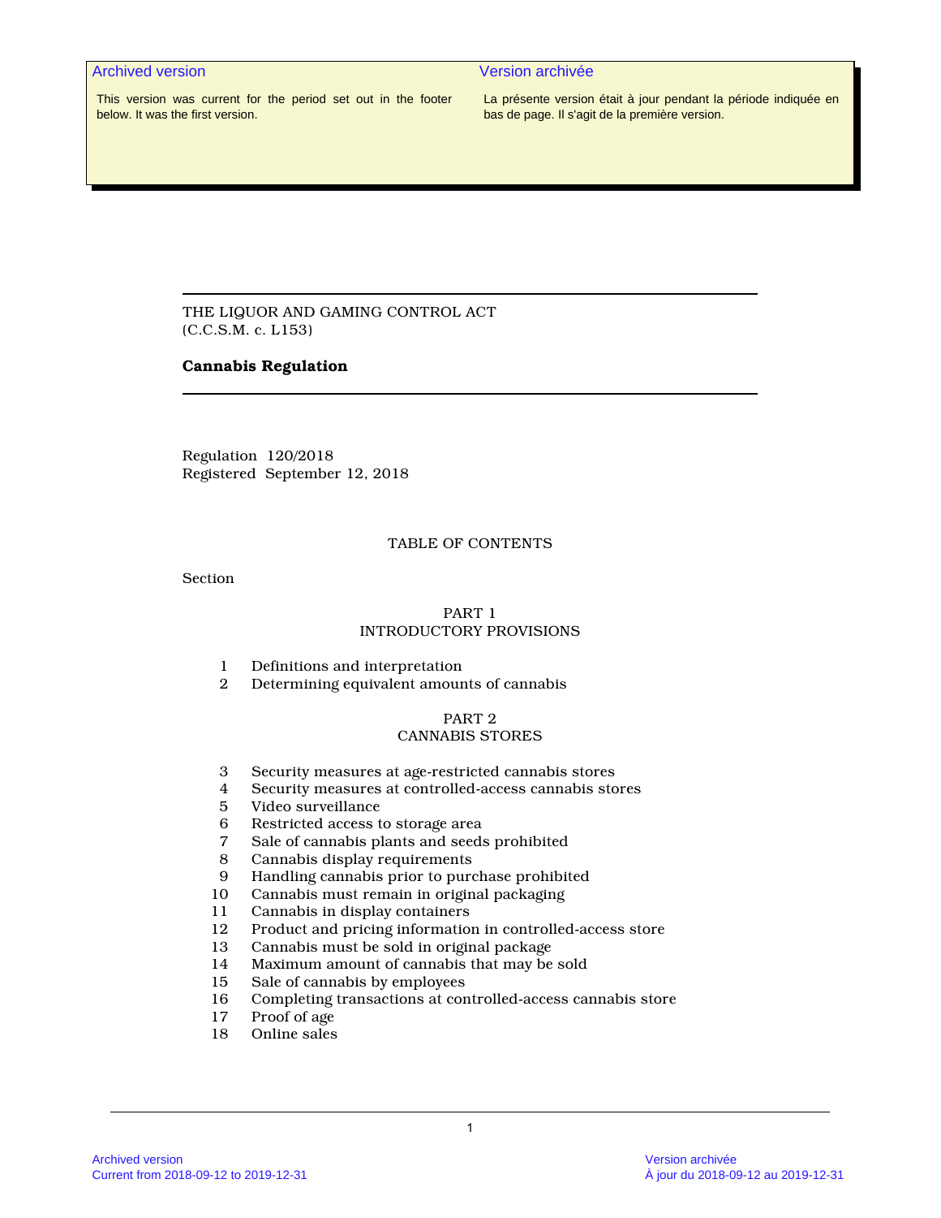Archived version

This version was current for the period set out in the footer below. It was the first version.

Version archivée

La présente version était à jour pendant la période indiquée en bas de page. Il s'agit de la première version.

THE LIQUOR AND GAMING CONTROL ACT
(C.C.S.M. c. L153)

# Cannabis Regulation

Regulation 120/2018
Registered September 12, 2018

TABLE OF CONTENTS

Section

PART 1
INTRODUCTORY PROVISIONS

1 Definitions and interpretation
2 Determining equivalent amounts of cannabis

PART 2
CANNABIS STORES

3 Security measures at age-restricted cannabis stores
4 Security measures at controlled-access cannabis stores
5 Video surveillance
6 Restricted access to storage area
7 Sale of cannabis plants and seeds prohibited
8 Cannabis display requirements
9 Handling cannabis prior to purchase prohibited
10 Cannabis must remain in original packaging
11 Cannabis in display containers
12 Product and pricing information in controlled-access store
13 Cannabis must be sold in original package
14 Maximum amount of cannabis that may be sold
15 Sale of cannabis by employees
16 Completing transactions at controlled-access cannabis store
17 Proof of age
18 Online sales

Archived version
Current from 2018-09-12 to 2019-12-31

Version archivée
À jour du 2018-09-12 au 2019-12-31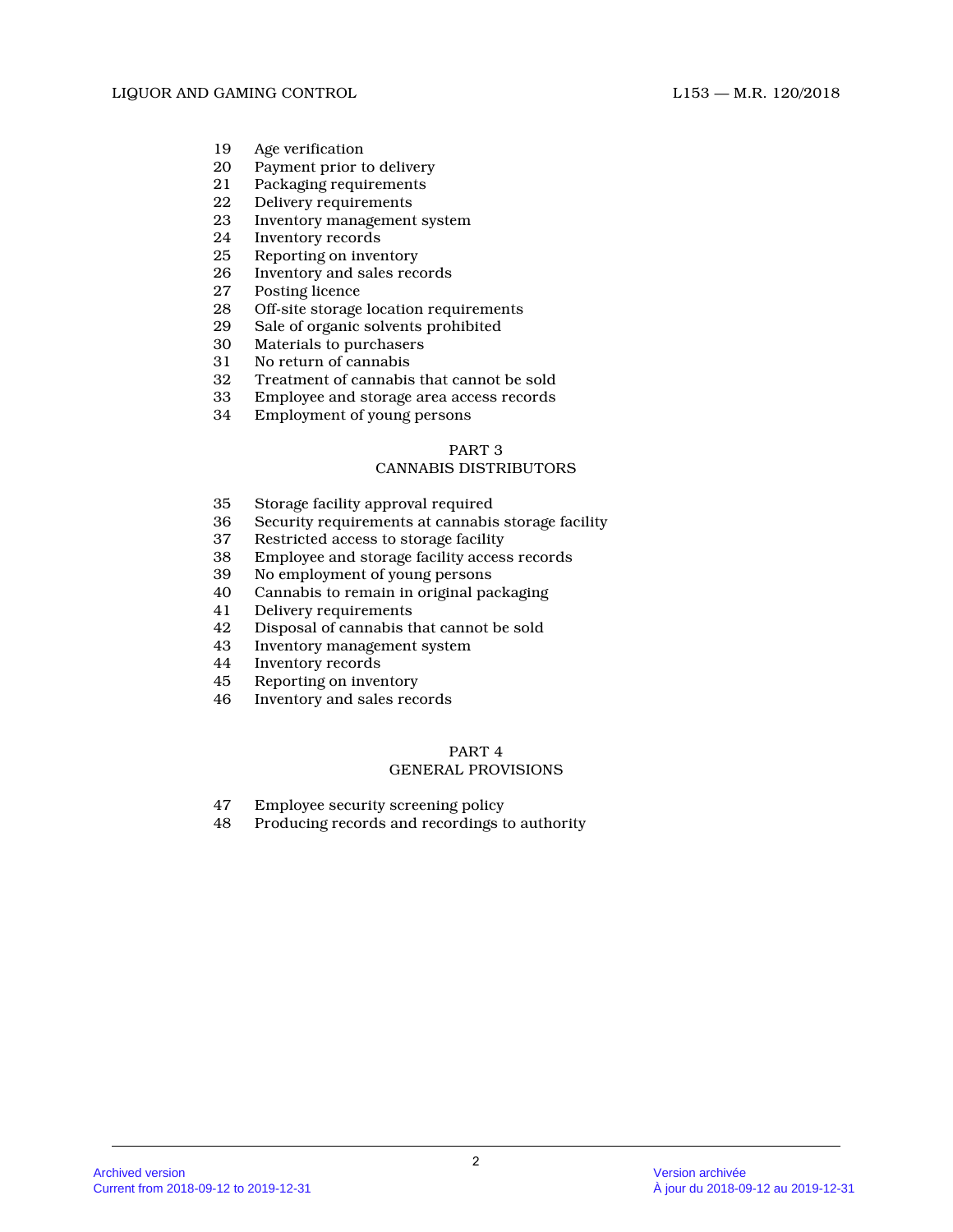19 Age verification
20 Payment prior to delivery
21 Packaging requirements
22 Delivery requirements
23 Inventory management system
24 Inventory records
25 Reporting on inventory
26 Inventory and sales records
27 Posting licence
28 Off-site storage location requirements
29 Sale of organic solvents prohibited
30 Materials to purchasers
31 No return of cannabis
32 Treatment of cannabis that cannot be sold
33 Employee and storage area access records
34 Employment of young persons

## PART 3
## CANNABIS DISTRIBUTORS

35 Storage facility approval required
36 Security requirements at cannabis storage facility
37 Restricted access to storage facility
38 Employee and storage facility access records
39 No employment of young persons
40 Cannabis to remain in original packaging
41 Delivery requirements
42 Disposal of cannabis that cannot be sold
43 Inventory management system
44 Inventory records
45 Reporting on inventory
46 Inventory and sales records

## PART 4
## GENERAL PROVISIONS

47 Employee security screening policy
48 Producing records and recordings to authority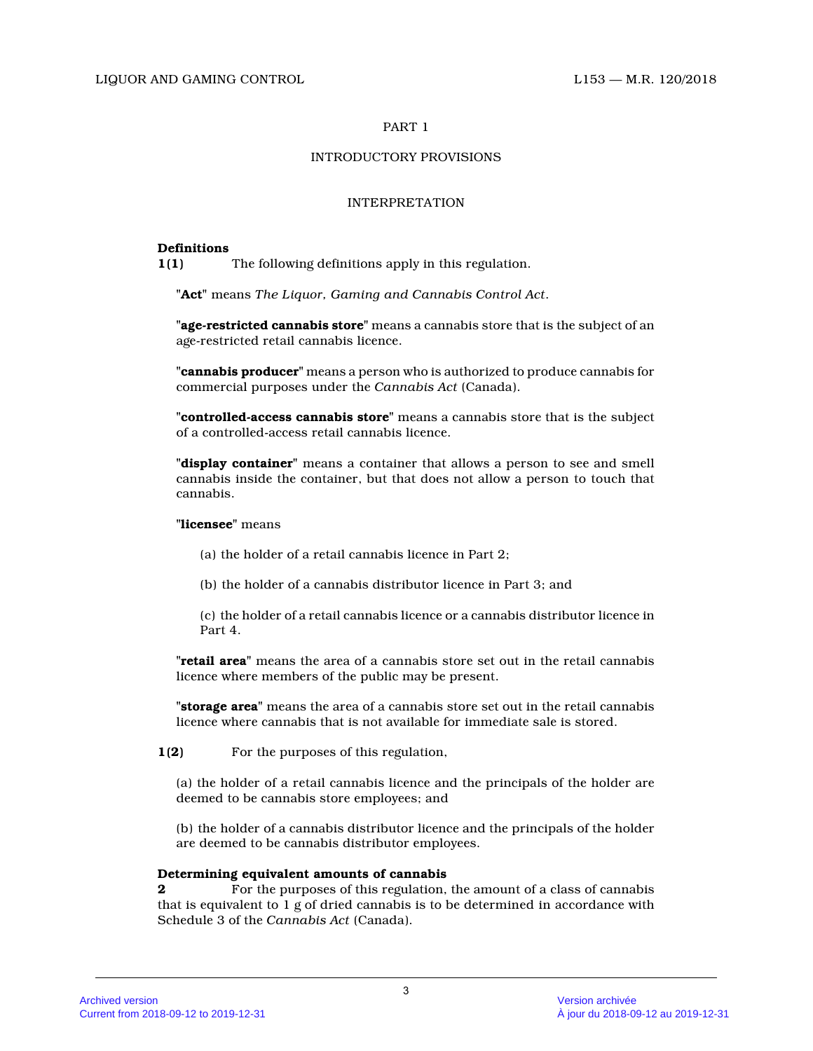# PART 1

## INTRODUCTORY PROVISIONS

### INTERPRETATION

**Definitions**

**1(1)** The following definitions apply in this regulation.

"**Act**" means *The Liquor, Gaming and Cannabis Control Act*.

"**age-restricted cannabis store**" means a cannabis store that is the subject of an age-restricted retail cannabis licence.

"**cannabis producer**" means a person who is authorized to produce cannabis for commercial purposes under the *Cannabis Act* (Canada).

"**controlled-access cannabis store**" means a cannabis store that is the subject of a controlled-access retail cannabis licence.

"**display container**" means a container that allows a person to see and smell cannabis inside the container, but that does not allow a person to touch that cannabis.

"**licensee**" means

(a) the holder of a retail cannabis licence in Part 2;

(b) the holder of a cannabis distributor licence in Part 3; and

(c) the holder of a retail cannabis licence or a cannabis distributor licence in Part 4.

"**retail area**" means the area of a cannabis store set out in the retail cannabis licence where members of the public may be present.

"**storage area**" means the area of a cannabis store set out in the retail cannabis licence where cannabis that is not available for immediate sale is stored.

**1(2)** For the purposes of this regulation,

(a) the holder of a retail cannabis licence and the principals of the holder are deemed to be cannabis store employees; and

(b) the holder of a cannabis distributor licence and the principals of the holder are deemed to be cannabis distributor employees.

**Determining equivalent amounts of cannabis**

**2** For the purposes of this regulation, the amount of a class of cannabis that is equivalent to 1 g of dried cannabis is to be determined in accordance with Schedule 3 of the *Cannabis Act* (Canada).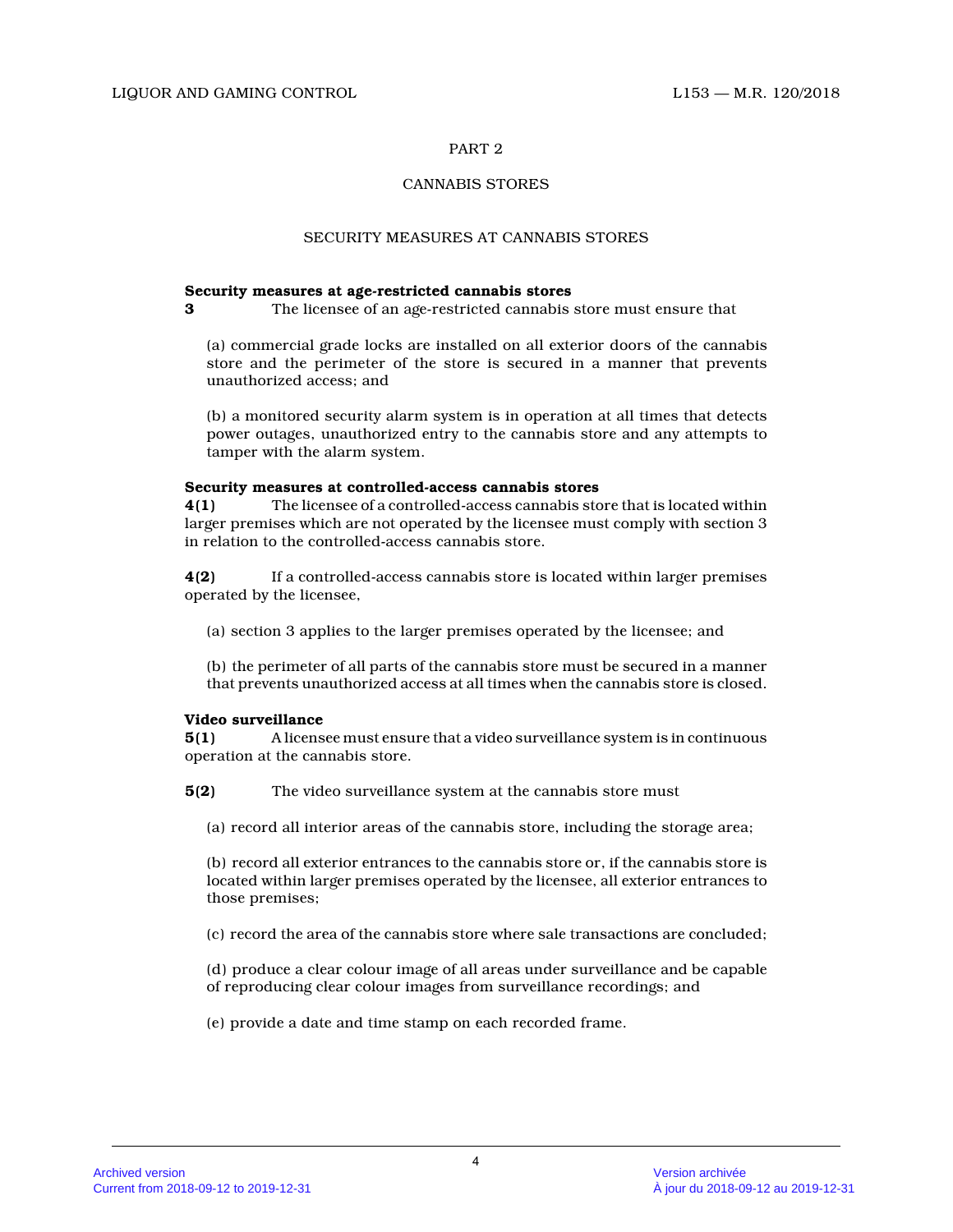## PART 2

## CANNABIS STORES

### SECURITY MEASURES AT CANNABIS STORES

**Security measures at age-restricted cannabis stores**

**3** The licensee of an age-restricted cannabis store must ensure that

(a) commercial grade locks are installed on all exterior doors of the cannabis store and the perimeter of the store is secured in a manner that prevents unauthorized access; and

(b) a monitored security alarm system is in operation at all times that detects power outages, unauthorized entry to the cannabis store and any attempts to tamper with the alarm system.

**Security measures at controlled-access cannabis stores**

**4(1)** The licensee of a controlled-access cannabis store that is located within larger premises which are not operated by the licensee must comply with section 3 in relation to the controlled-access cannabis store.

**4(2)** If a controlled-access cannabis store is located within larger premises operated by the licensee,

(a) section 3 applies to the larger premises operated by the licensee; and

(b) the perimeter of all parts of the cannabis store must be secured in a manner that prevents unauthorized access at all times when the cannabis store is closed.

**Video surveillance**

**5(1)** A licensee must ensure that a video surveillance system is in continuous operation at the cannabis store.

**5(2)** The video surveillance system at the cannabis store must

(a) record all interior areas of the cannabis store, including the storage area;

(b) record all exterior entrances to the cannabis store or, if the cannabis store is located within larger premises operated by the licensee, all exterior entrances to those premises;

(c) record the area of the cannabis store where sale transactions are concluded;

(d) produce a clear colour image of all areas under surveillance and be capable of reproducing clear colour images from surveillance recordings; and

(e) provide a date and time stamp on each recorded frame.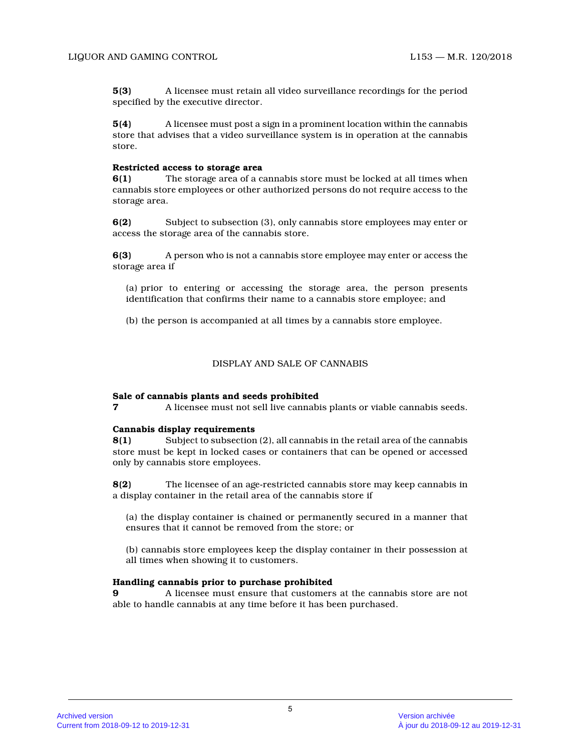**5(3)** A licensee must retain all video surveillance recordings for the period specified by the executive director.

**5(4)** A licensee must post a sign in a prominent location within the cannabis store that advises that a video surveillance system is in operation at the cannabis store.

**Restricted access to storage area**

**6(1)** The storage area of a cannabis store must be locked at all times when cannabis store employees or other authorized persons do not require access to the storage area.

**6(2)** Subject to subsection (3), only cannabis store employees may enter or access the storage area of the cannabis store.

**6(3)** A person who is not a cannabis store employee may enter or access the storage area if

(a) prior to entering or accessing the storage area, the person presents identification that confirms their name to a cannabis store employee; and

(b) the person is accompanied at all times by a cannabis store employee.

## DISPLAY AND SALE OF CANNABIS

**Sale of cannabis plants and seeds prohibited**

**7** A licensee must not sell live cannabis plants or viable cannabis seeds.

**Cannabis display requirements**

**8(1)** Subject to subsection (2), all cannabis in the retail area of the cannabis store must be kept in locked cases or containers that can be opened or accessed only by cannabis store employees.

**8(2)** The licensee of an age-restricted cannabis store may keep cannabis in a display container in the retail area of the cannabis store if

(a) the display container is chained or permanently secured in a manner that ensures that it cannot be removed from the store; or

(b) cannabis store employees keep the display container in their possession at all times when showing it to customers.

**Handling cannabis prior to purchase prohibited**

**9** A licensee must ensure that customers at the cannabis store are not able to handle cannabis at any time before it has been purchased.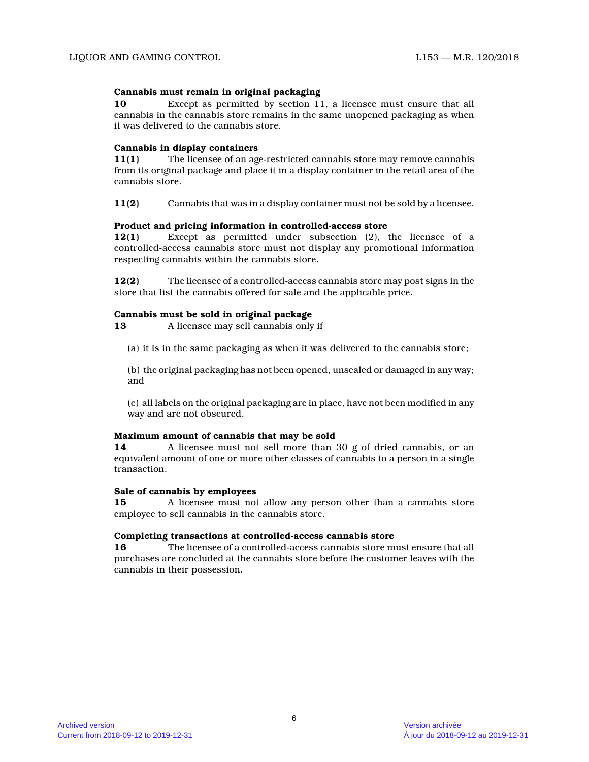**Cannabis must remain in original packaging**

**10** Except as permitted by section 11, a licensee must ensure that all cannabis in the cannabis store remains in the same unopened packaging as when it was delivered to the cannabis store.

**Cannabis in display containers**

**11(1)** The licensee of an age-restricted cannabis store may remove cannabis from its original package and place it in a display container in the retail area of the cannabis store.

**11(2)** Cannabis that was in a display container must not be sold by a licensee.

**Product and pricing information in controlled-access store**

**12(1)** Except as permitted under subsection (2), the licensee of a controlled-access cannabis store must not display any promotional information respecting cannabis within the cannabis store.

**12(2)** The licensee of a controlled-access cannabis store may post signs in the store that list the cannabis offered for sale and the applicable price.

**Cannabis must be sold in original package**

**13** A licensee may sell cannabis only if

(a) it is in the same packaging as when it was delivered to the cannabis store;

(b) the original packaging has not been opened, unsealed or damaged in any way; and

(c) all labels on the original packaging are in place, have not been modified in any way and are not obscured.

**Maximum amount of cannabis that may be sold**

**14** A licensee must not sell more than 30 g of dried cannabis, or an equivalent amount of one or more other classes of cannabis to a person in a single transaction.

**Sale of cannabis by employees**

**15** A licensee must not allow any person other than a cannabis store employee to sell cannabis in the cannabis store.

**Completing transactions at controlled-access cannabis store**

**16** The licensee of a controlled-access cannabis store must ensure that all purchases are concluded at the cannabis store before the customer leaves with the cannabis in their possession.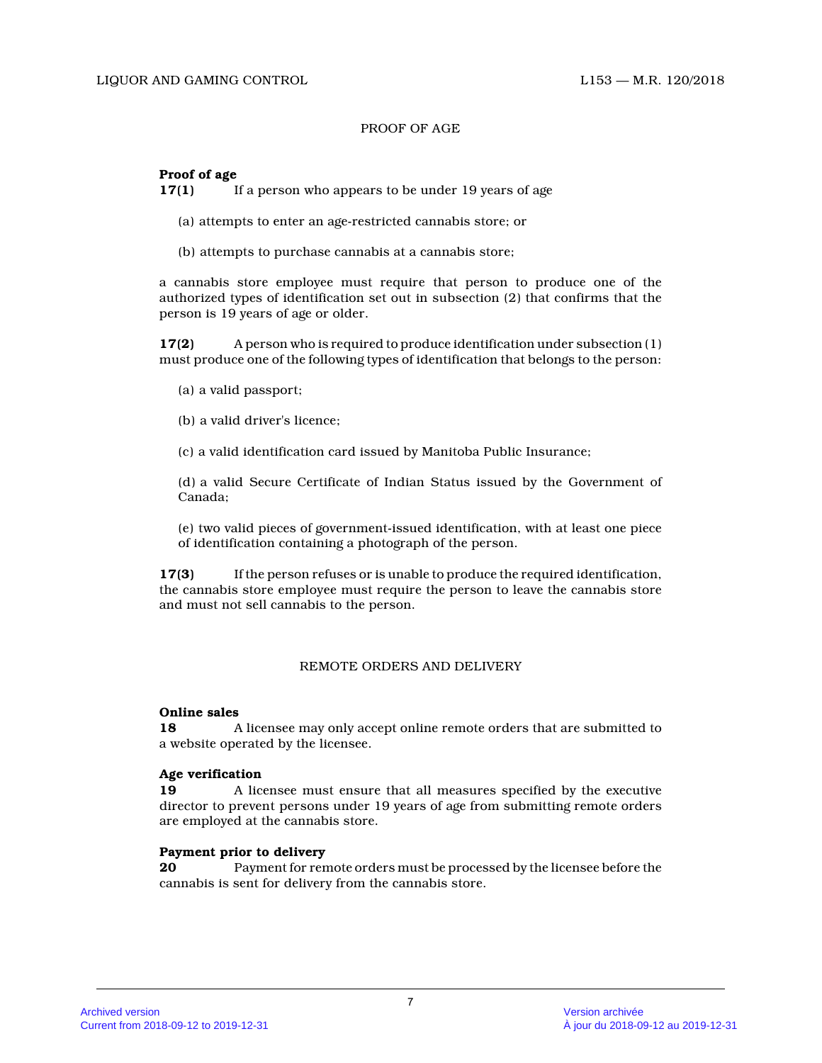## PROOF OF AGE

**Proof of age**

**17(1)** If a person who appears to be under 19 years of age

(a) attempts to enter an age-restricted cannabis store; or

(b) attempts to purchase cannabis at a cannabis store;

a cannabis store employee must require that person to produce one of the authorized types of identification set out in subsection (2) that confirms that the person is 19 years of age or older.

**17(2)** A person who is required to produce identification under subsection (1) must produce one of the following types of identification that belongs to the person:

(a) a valid passport;

(b) a valid driver's licence;

(c) a valid identification card issued by Manitoba Public Insurance;

(d) a valid Secure Certificate of Indian Status issued by the Government of Canada;

(e) two valid pieces of government-issued identification, with at least one piece of identification containing a photograph of the person.

**17(3)** If the person refuses or is unable to produce the required identification, the cannabis store employee must require the person to leave the cannabis store and must not sell cannabis to the person.

## REMOTE ORDERS AND DELIVERY

**Online sales**

**18** A licensee may only accept online remote orders that are submitted to a website operated by the licensee.

**Age verification**

**19** A licensee must ensure that all measures specified by the executive director to prevent persons under 19 years of age from submitting remote orders are employed at the cannabis store.

**Payment prior to delivery**

**20** Payment for remote orders must be processed by the licensee before the cannabis is sent for delivery from the cannabis store.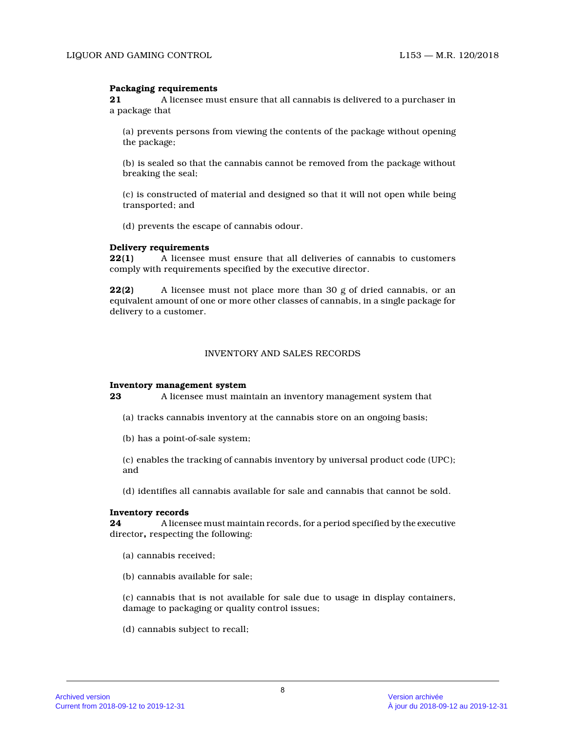**Packaging requirements**

**21** A licensee must ensure that all cannabis is delivered to a purchaser in a package that

(a) prevents persons from viewing the contents of the package without opening the package;

(b) is sealed so that the cannabis cannot be removed from the package without breaking the seal;

(c) is constructed of material and designed so that it will not open while being transported; and

(d) prevents the escape of cannabis odour.

**Delivery requirements**

**22(1)** A licensee must ensure that all deliveries of cannabis to customers comply with requirements specified by the executive director.

**22(2)** A licensee must not place more than 30 g of dried cannabis, or an equivalent amount of one or more other classes of cannabis, in a single package for delivery to a customer.

## INVENTORY AND SALES RECORDS

**Inventory management system**

**23** A licensee must maintain an inventory management system that

(a) tracks cannabis inventory at the cannabis store on an ongoing basis;

(b) has a point-of-sale system;

(c) enables the tracking of cannabis inventory by universal product code (UPC); and

(d) identifies all cannabis available for sale and cannabis that cannot be sold.

**Inventory records**

**24** A licensee must maintain records, for a period specified by the executive director**,** respecting the following:

(a) cannabis received;

(b) cannabis available for sale;

(c) cannabis that is not available for sale due to usage in display containers, damage to packaging or quality control issues;

(d) cannabis subject to recall;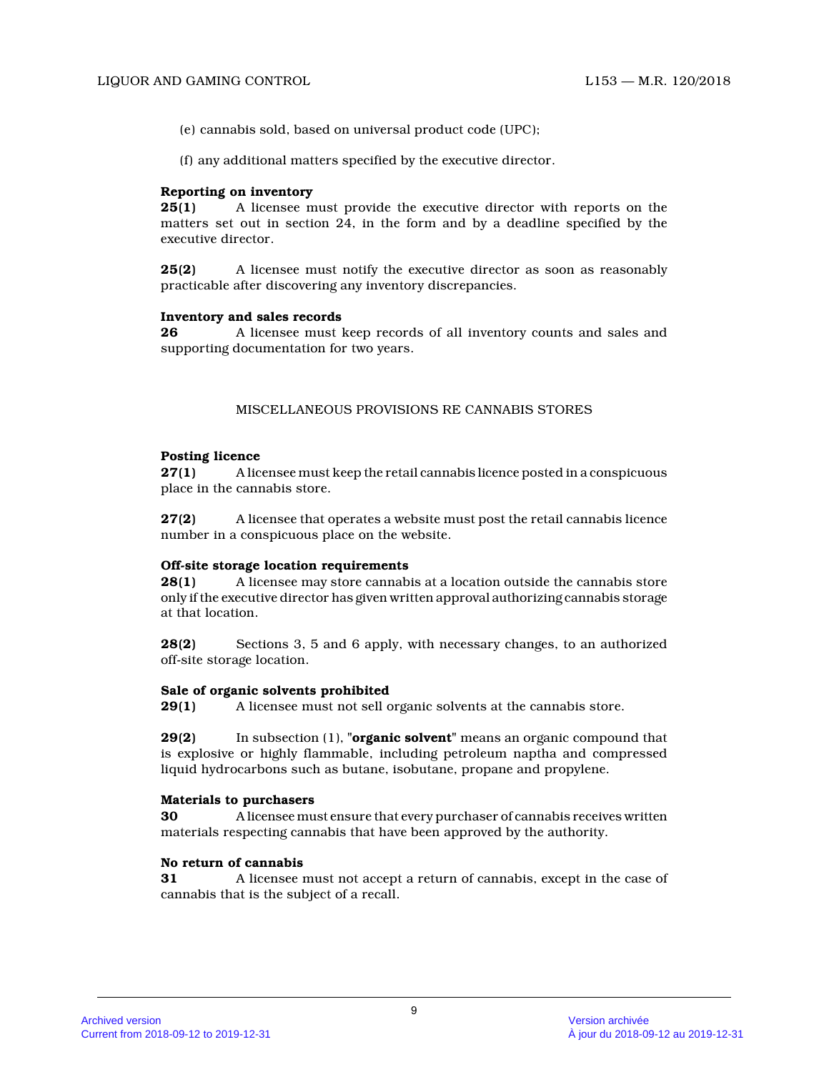(e) cannabis sold, based on universal product code (UPC);

(f) any additional matters specified by the executive director.

**Reporting on inventory**

**25(1)** A licensee must provide the executive director with reports on the matters set out in section 24, in the form and by a deadline specified by the executive director.

**25(2)** A licensee must notify the executive director as soon as reasonably practicable after discovering any inventory discrepancies.

**Inventory and sales records**

**26** A licensee must keep records of all inventory counts and sales and supporting documentation for two years.

## MISCELLANEOUS PROVISIONS RE CANNABIS STORES

**Posting licence**

**27(1)** A licensee must keep the retail cannabis licence posted in a conspicuous place in the cannabis store.

**27(2)** A licensee that operates a website must post the retail cannabis licence number in a conspicuous place on the website.

**Off-site storage location requirements**

**28(1)** A licensee may store cannabis at a location outside the cannabis store only if the executive director has given written approval authorizing cannabis storage at that location.

**28(2)** Sections 3, 5 and 6 apply, with necessary changes, to an authorized off-site storage location.

**Sale of organic solvents prohibited**

**29(1)** A licensee must not sell organic solvents at the cannabis store.

**29(2)** In subsection (1), "**organic solvent**" means an organic compound that is explosive or highly flammable, including petroleum naptha and compressed liquid hydrocarbons such as butane, isobutane, propane and propylene.

**Materials to purchasers**

**30** A licensee must ensure that every purchaser of cannabis receives written materials respecting cannabis that have been approved by the authority.

**No return of cannabis**

**31** A licensee must not accept a return of cannabis, except in the case of cannabis that is the subject of a recall.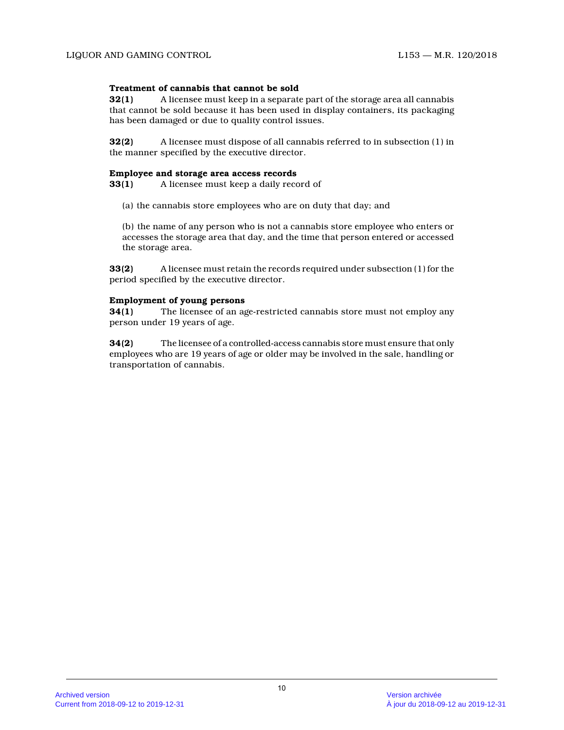**Treatment of cannabis that cannot be sold**

**32(1)** A licensee must keep in a separate part of the storage area all cannabis that cannot be sold because it has been used in display containers, its packaging has been damaged or due to quality control issues.

**32(2)** A licensee must dispose of all cannabis referred to in subsection (1) in the manner specified by the executive director.

**Employee and storage area access records**

**33(1)** A licensee must keep a daily record of

(a) the cannabis store employees who are on duty that day; and

(b) the name of any person who is not a cannabis store employee who enters or accesses the storage area that day, and the time that person entered or accessed the storage area.

**33(2)** A licensee must retain the records required under subsection (1) for the period specified by the executive director.

**Employment of young persons**

**34(1)** The licensee of an age-restricted cannabis store must not employ any person under 19 years of age.

**34(2)** The licensee of a controlled-access cannabis store must ensure that only employees who are 19 years of age or older may be involved in the sale, handling or transportation of cannabis.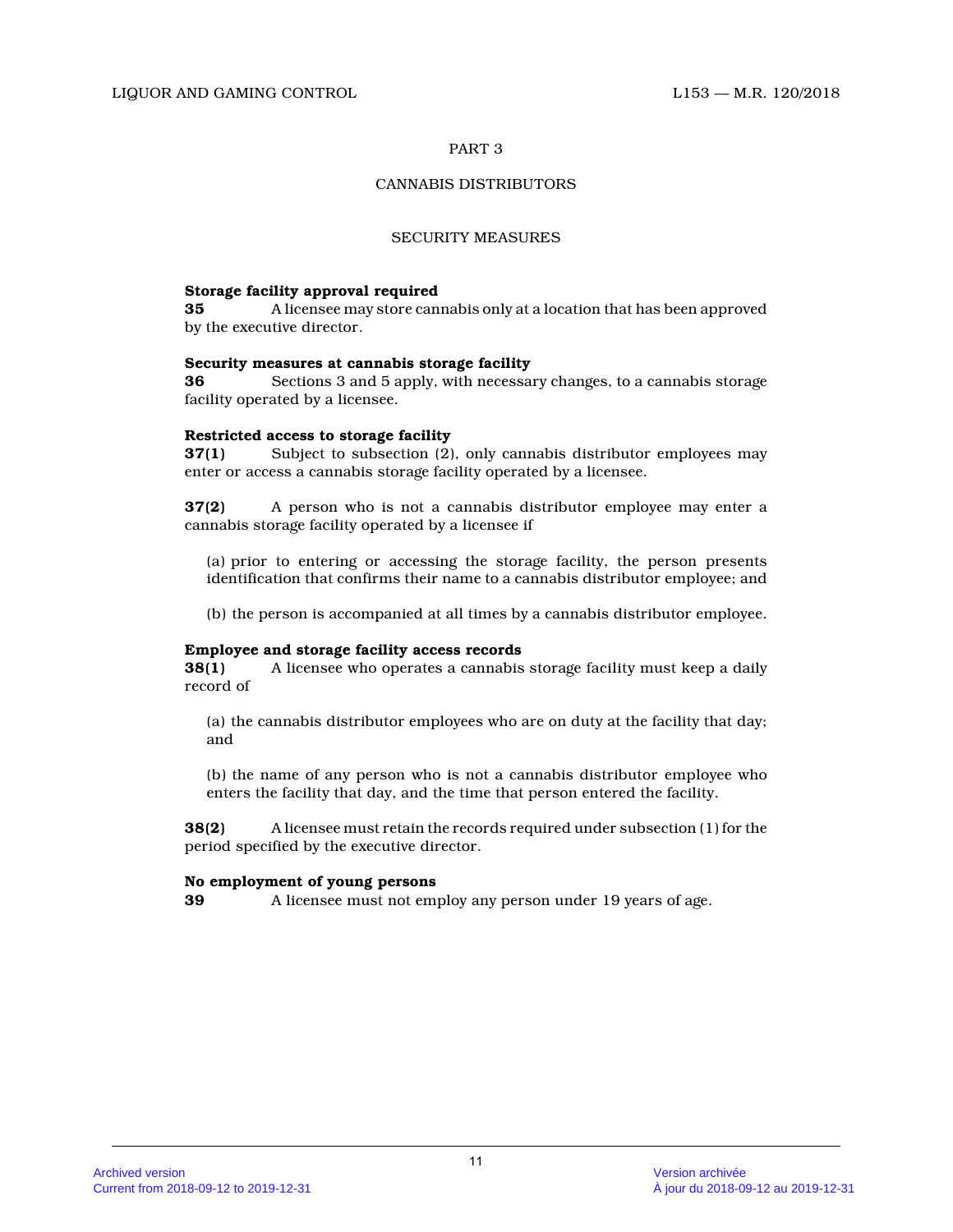## PART 3

## CANNABIS DISTRIBUTORS

### SECURITY MEASURES

**Storage facility approval required**

**35** A licensee may store cannabis only at a location that has been approved by the executive director.

**Security measures at cannabis storage facility**

**36** Sections 3 and 5 apply, with necessary changes, to a cannabis storage facility operated by a licensee.

**Restricted access to storage facility**

**37(1)** Subject to subsection (2), only cannabis distributor employees may enter or access a cannabis storage facility operated by a licensee.

**37(2)** A person who is not a cannabis distributor employee may enter a cannabis storage facility operated by a licensee if

(a) prior to entering or accessing the storage facility, the person presents identification that confirms their name to a cannabis distributor employee; and

(b) the person is accompanied at all times by a cannabis distributor employee.

**Employee and storage facility access records**

**38(1)** A licensee who operates a cannabis storage facility must keep a daily record of

(a) the cannabis distributor employees who are on duty at the facility that day; and

(b) the name of any person who is not a cannabis distributor employee who enters the facility that day, and the time that person entered the facility.

**38(2)** A licensee must retain the records required under subsection (1) for the period specified by the executive director.

**No employment of young persons**

**39** A licensee must not employ any person under 19 years of age.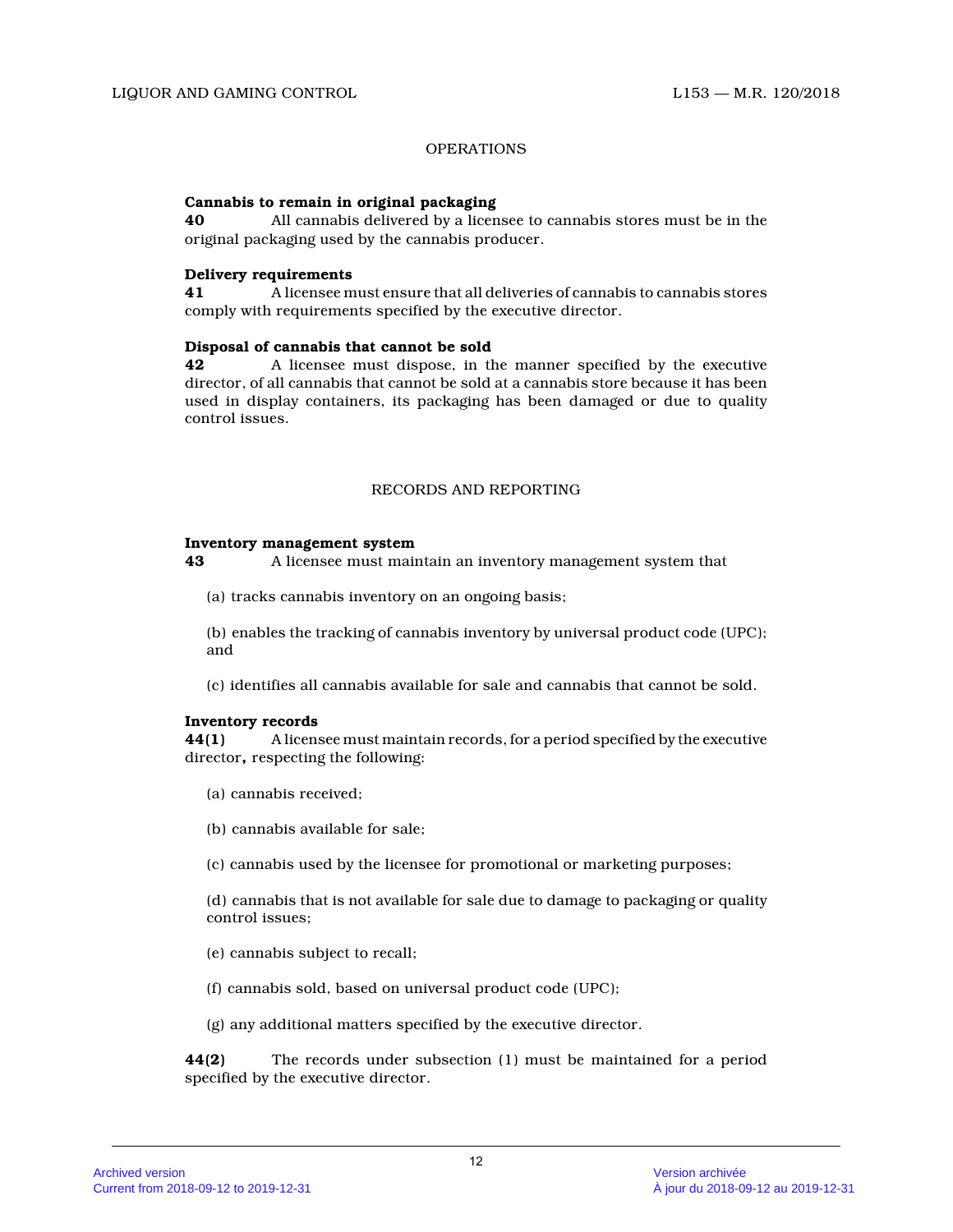## OPERATIONS

**Cannabis to remain in original packaging**

**40** All cannabis delivered by a licensee to cannabis stores must be in the original packaging used by the cannabis producer.

**Delivery requirements**

**41** A licensee must ensure that all deliveries of cannabis to cannabis stores comply with requirements specified by the executive director.

**Disposal of cannabis that cannot be sold**

**42** A licensee must dispose, in the manner specified by the executive director, of all cannabis that cannot be sold at a cannabis store because it has been used in display containers, its packaging has been damaged or due to quality control issues.

## RECORDS AND REPORTING

**Inventory management system**

**43** A licensee must maintain an inventory management system that

(a) tracks cannabis inventory on an ongoing basis;

(b) enables the tracking of cannabis inventory by universal product code (UPC); and

(c) identifies all cannabis available for sale and cannabis that cannot be sold.

**Inventory records**

**44(1)** A licensee must maintain records, for a period specified by the executive director**,** respecting the following:

(a) cannabis received;

(b) cannabis available for sale;

(c) cannabis used by the licensee for promotional or marketing purposes;

(d) cannabis that is not available for sale due to damage to packaging or quality control issues;

(e) cannabis subject to recall;

(f) cannabis sold, based on universal product code (UPC);

(g) any additional matters specified by the executive director.

**44(2)** The records under subsection (1) must be maintained for a period specified by the executive director.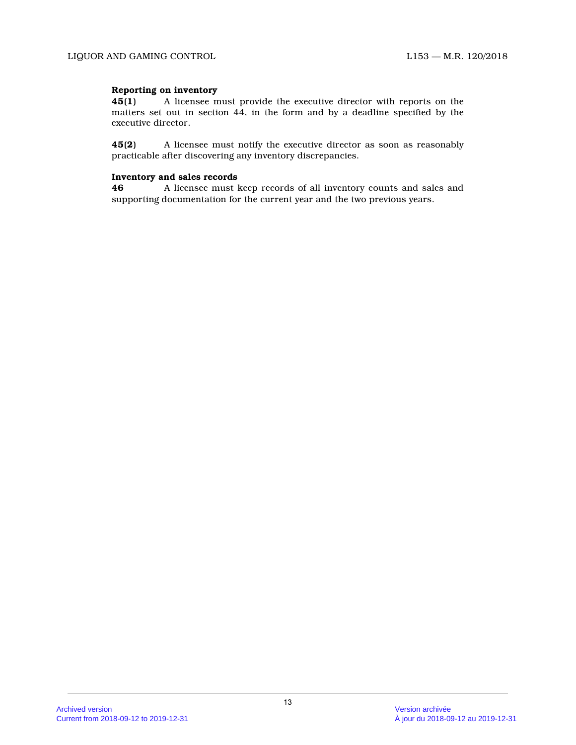**Reporting on inventory**

**45(1)** A licensee must provide the executive director with reports on the matters set out in section 44, in the form and by a deadline specified by the executive director.

**45(2)** A licensee must notify the executive director as soon as reasonably practicable after discovering any inventory discrepancies.

**Inventory and sales records**

**46** A licensee must keep records of all inventory counts and sales and supporting documentation for the current year and the two previous years.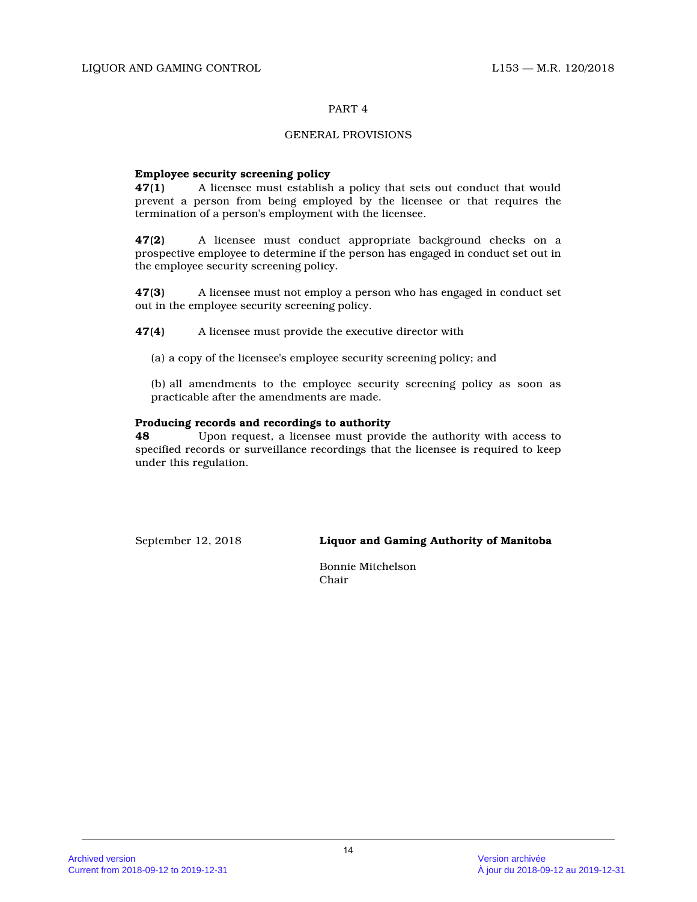# PART 4

## GENERAL PROVISIONS

**Employee security screening policy**

**47(1)** A licensee must establish a policy that sets out conduct that would prevent a person from being employed by the licensee or that requires the termination of a person's employment with the licensee.

**47(2)** A licensee must conduct appropriate background checks on a prospective employee to determine if the person has engaged in conduct set out in the employee security screening policy.

**47(3)** A licensee must not employ a person who has engaged in conduct set out in the employee security screening policy.

**47(4)** A licensee must provide the executive director with

(a) a copy of the licensee's employee security screening policy; and

(b) all amendments to the employee security screening policy as soon as practicable after the amendments are made.

**Producing records and recordings to authority**

**48** Upon request, a licensee must provide the authority with access to specified records or surveillance recordings that the licensee is required to keep under this regulation.

September 12, 2018

**Liquor and Gaming Authority of Manitoba**

Bonnie Mitchelson
Chair